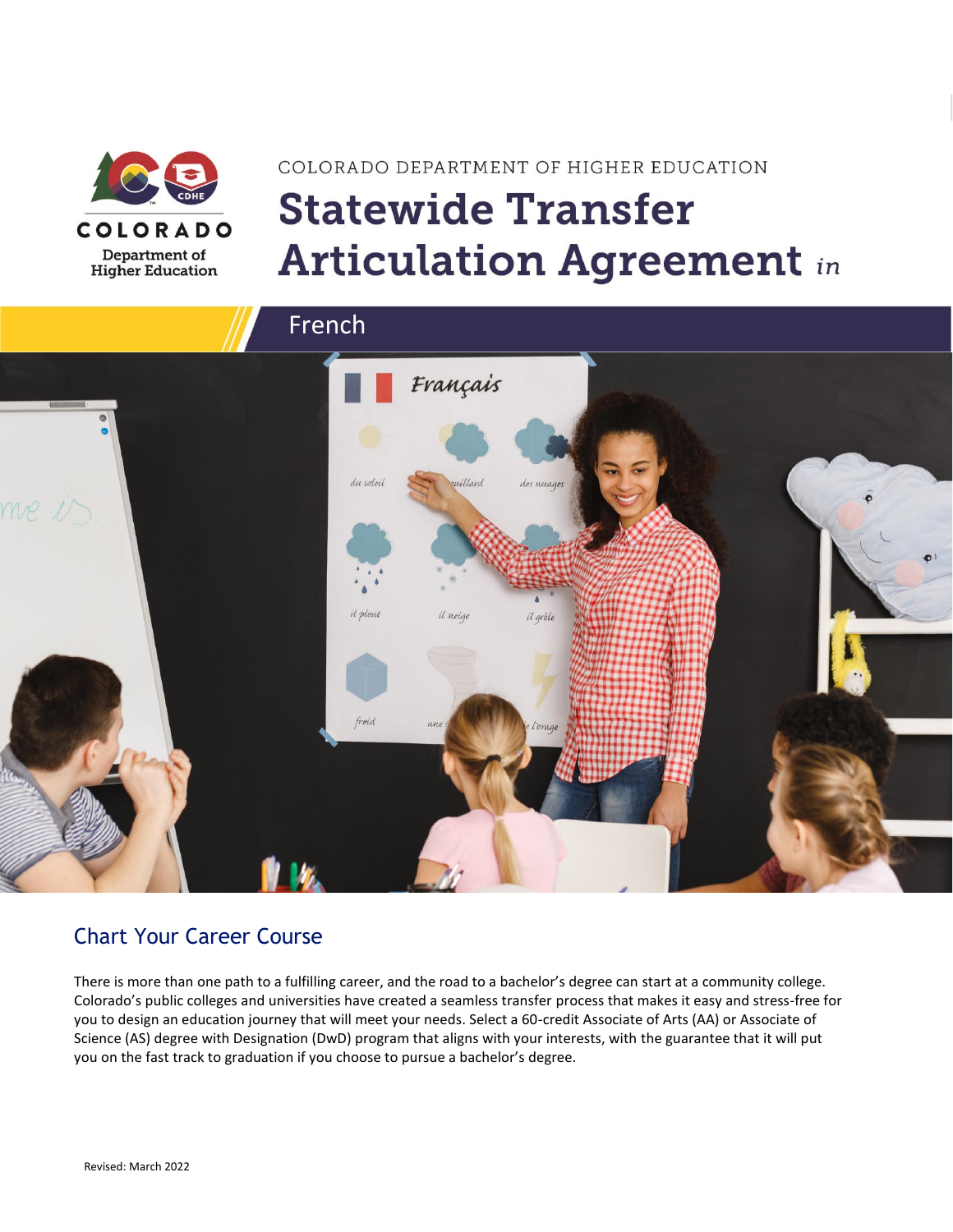COLORADO DEPARTMENT OF HIGHER EDUCATION

# Statewide Transfer Articulation Agreement *in*

## French

## Chart Your Career Course

There is more than one path to a fulfilling career, and the road to a bachelor's degree can start at a community college. Colorado's public colleges and universities have created a seamless transfer process that makes it easy and stress-free for you to design an education journey that will meet your needs. Select a 60-credit Associate of Arts (AA) or Associate of Science (AS) degree with Designation (DwD) program that aligns with your interests, with the guarantee that it will put you on the fast track to graduation if you choose to pursue a bachelor's degree.

Revised: March 2022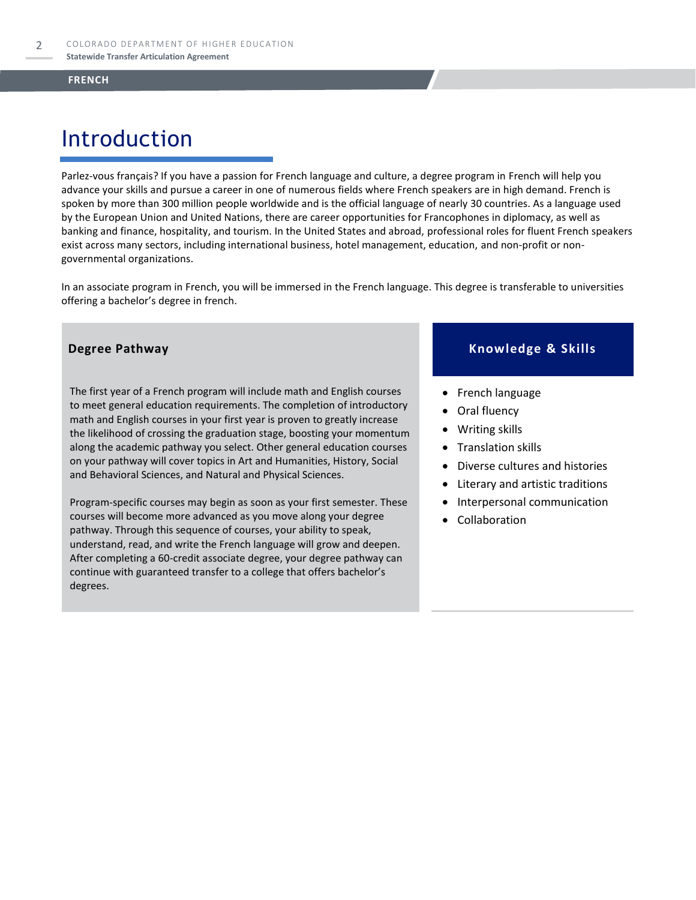# Introduction

Parlez-vous français? If you have a passion for French language and culture, a degree program in French will help you advance your skills and pursue a career in one of numerous fields where French speakers are in high demand. French is spoken by more than 300 million people worldwide and is the official language of nearly 30 countries. As a language used by the European Union and United Nations, there are career opportunities for Francophones in diplomacy, as well as banking and finance, hospitality, and tourism. In the United States and abroad, professional roles for fluent French speakers exist across many sectors, including international business, hotel management, education, and non-profit or non-governmental organizations.

In an associate program in French, you will be immersed in the French language. This degree is transferable to universities offering a bachelor's degree in french.

## Degree Pathway

The first year of a French program will include math and English courses to meet general education requirements. The completion of introductory math and English courses in your first year is proven to greatly increase the likelihood of crossing the graduation stage, boosting your momentum along the academic pathway you select. Other general education courses on your pathway will cover topics in Art and Humanities, History, Social and Behavioral Sciences, and Natural and Physical Sciences.

Program-specific courses may begin as soon as your first semester. These courses will become more advanced as you move along your degree pathway. Through this sequence of courses, your ability to speak, understand, read, and write the French language will grow and deepen. After completing a 60-credit associate degree, your degree pathway can continue with guaranteed transfer to a college that offers bachelor's degrees.

## Knowledge & Skills

- French language
- Oral fluency
- Writing skills
- Translation skills
- Diverse cultures and histories
- Literary and artistic traditions
- Interpersonal communication
- Collaboration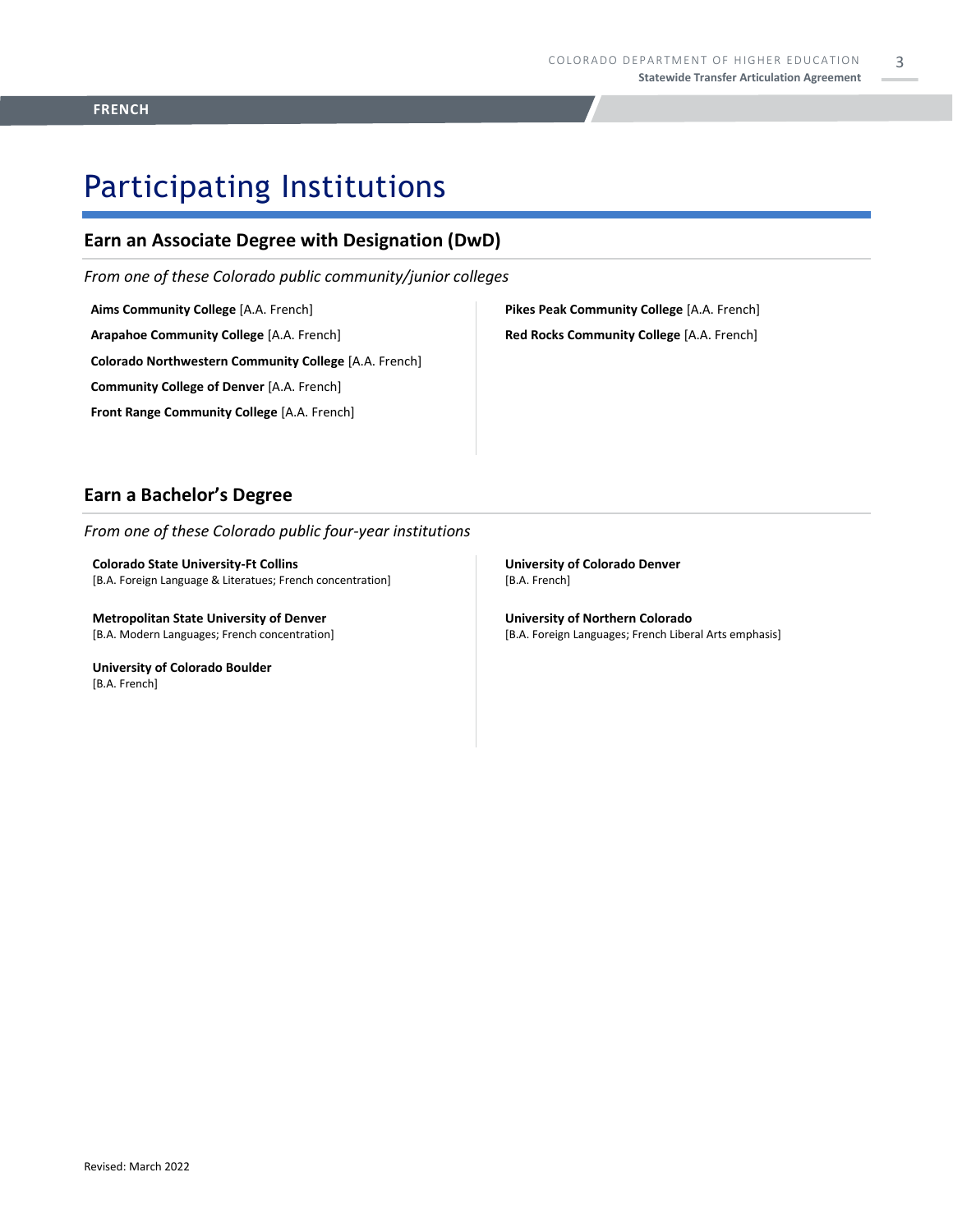# Participating Institutions

## Earn an Associate Degree with Designation (DwD)

*From one of these Colorado public community/junior colleges*

**Aims Community College** [A.A. French]

**Arapahoe Community College** [A.A. French]

**Colorado Northwestern Community College** [A.A. French]

**Community College of Denver** [A.A. French]

**Front Range Community College** [A.A. French]

**Pikes Peak Community College** [A.A. French]

**Red Rocks Community College** [A.A. French]

## Earn a Bachelor's Degree

*From one of these Colorado public four-year institutions*

**Colorado State University-Ft Collins**
[B.A. Foreign Language & Literatues; French concentration]

**Metropolitan State University of Denver**
[B.A. Modern Languages; French concentration]

**University of Colorado Boulder**
[B.A. French]

**University of Colorado Denver**
[B.A. French]

**University of Northern Colorado**
[B.A. Foreign Languages; French Liberal Arts emphasis]

Revised: March 2022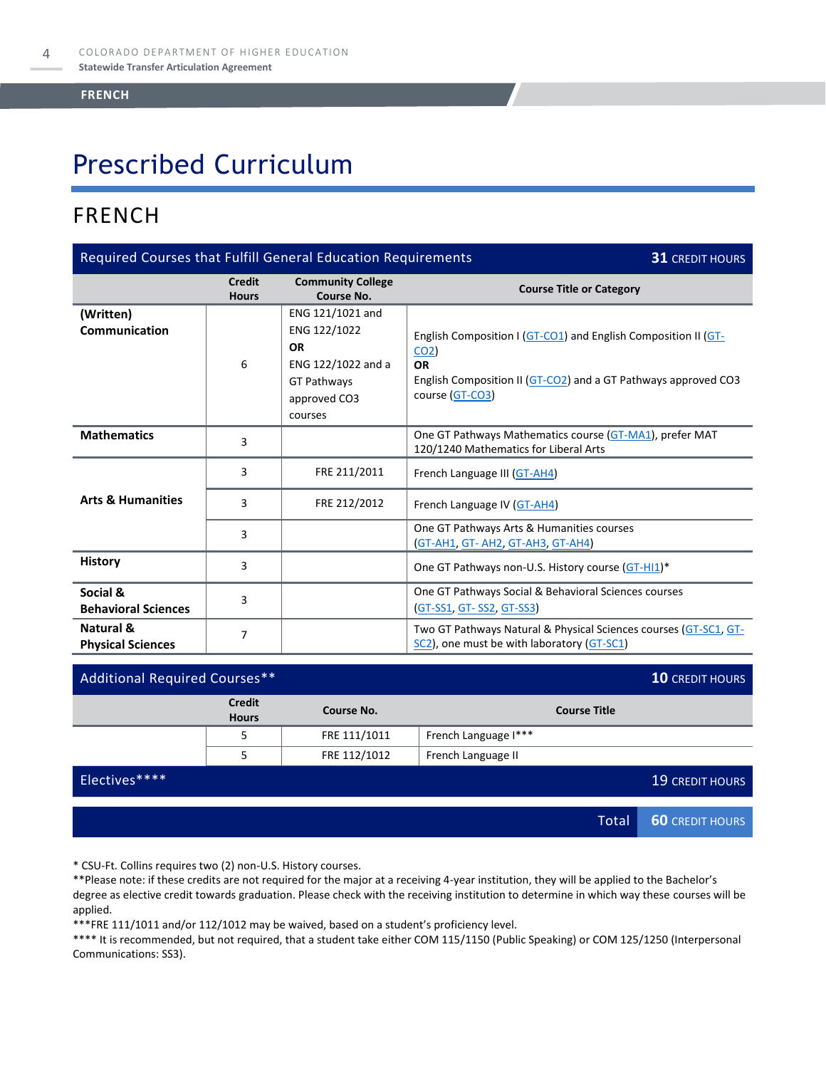# Prescribed Curriculum

## FRENCH

| Required Courses that Fulfill General Education Requirements | | | 31 CREDIT HOURS |
|---|---|---|---|
| | **Credit Hours** | **Community College Course No.** | **Course Title or Category** |
| **(Written) Communication** | 6 | ENG 121/1021 and ENG 122/1022 **OR** ENG 122/1022 and a GT Pathways approved CO3 courses | English Composition I (GT-CO1) and English Composition II (GT-CO2) **OR** English Composition II (GT-CO2) and a GT Pathways approved CO3 course (GT-CO3) |
| **Mathematics** | 3 | | One GT Pathways Mathematics course (GT-MA1), prefer MAT 120/1240 Mathematics for Liberal Arts |
| **Arts & Humanities** | 3 | FRE 211/2011 | French Language III (GT-AH4) |
| | 3 | FRE 212/2012 | French Language IV (GT-AH4) |
| | 3 | | One GT Pathways Arts & Humanities courses (GT-AH1, GT- AH2, GT-AH3, GT-AH4) |
| **History** | 3 | | One GT Pathways non-U.S. History course (GT-HI1)* |
| **Social & Behavioral Sciences** | 3 | | One GT Pathways Social & Behavioral Sciences courses (GT-SS1, GT- SS2, GT-SS3) |
| **Natural & Physical Sciences** | 7 | | Two GT Pathways Natural & Physical Sciences courses (GT-SC1, GT-SC2), one must be with laboratory (GT-SC1) |

| Additional Required Courses** | | | 10 CREDIT HOURS |
|---|---|---|---|
| | **Credit Hours** | **Course No.** | **Course Title** |
| | 5 | FRE 111/1011 | French Language I*** |
| | 5 | FRE 112/1012 | French Language II |
| **Electives****** | | | **19 CREDIT HOURS** |
| | | **Total** | **60 CREDIT HOURS** |

* CSU-Ft. Collins requires two (2) non-U.S. History courses.

**Please note: if these credits are not required for the major at a receiving 4-year institution, they will be applied to the Bachelor's degree as elective credit towards graduation. Please check with the receiving institution to determine in which way these courses will be applied.

***FRE 111/1011 and/or 112/1012 may be waived, based on a student's proficiency level.

**** It is recommended, but not required, that a student take either COM 115/1150 (Public Speaking) or COM 125/1250 (Interpersonal Communications: SS3).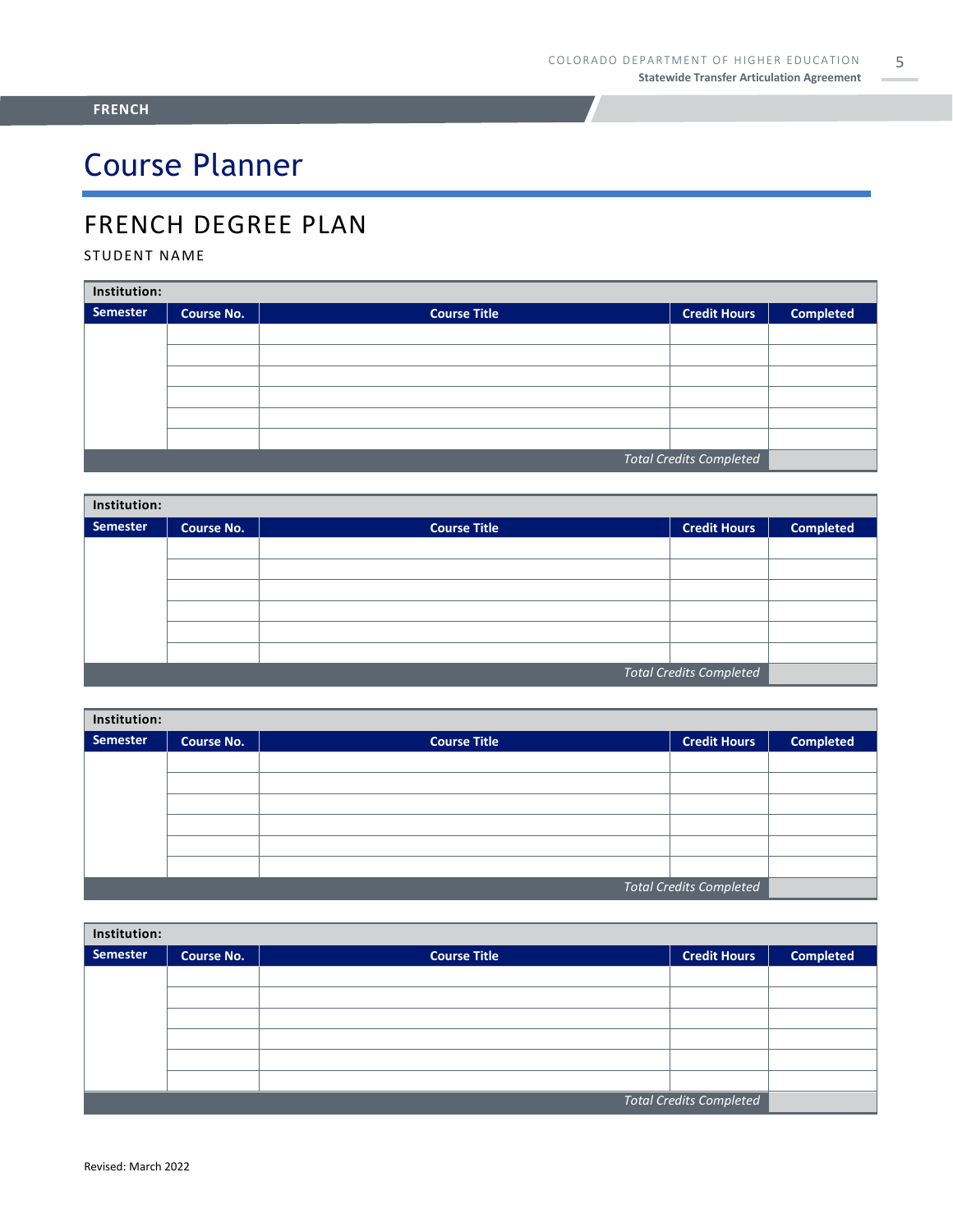# Course Planner

## FRENCH DEGREE PLAN

STUDENT NAME

| Institution: | | | | |
|---|---|---|---|---|
| **Semester** | **Course No.** | **Course Title** | **Credit Hours** | **Completed** |
| | | | | |
| | | | | |
| | | | | |
| | | | | |
| | | | | |
| | | | | |
| | | *Total Credits Completed* | | |

| Institution: | | | | |
|---|---|---|---|---|
| **Semester** | **Course No.** | **Course Title** | **Credit Hours** | **Completed** |
| | | | | |
| | | | | |
| | | | | |
| | | | | |
| | | | | |
| | | | | |
| | | *Total Credits Completed* | | |

| Institution: | | | | |
|---|---|---|---|---|
| **Semester** | **Course No.** | **Course Title** | **Credit Hours** | **Completed** |
| | | | | |
| | | | | |
| | | | | |
| | | | | |
| | | | | |
| | | | | |
| | | *Total Credits Completed* | | |

| Institution: | | | | |
|---|---|---|---|---|
| **Semester** | **Course No.** | **Course Title** | **Credit Hours** | **Completed** |
| | | | | |
| | | | | |
| | | | | |
| | | | | |
| | | | | |
| | | | | |
| | | *Total Credits Completed* | | |

Revised: March 2022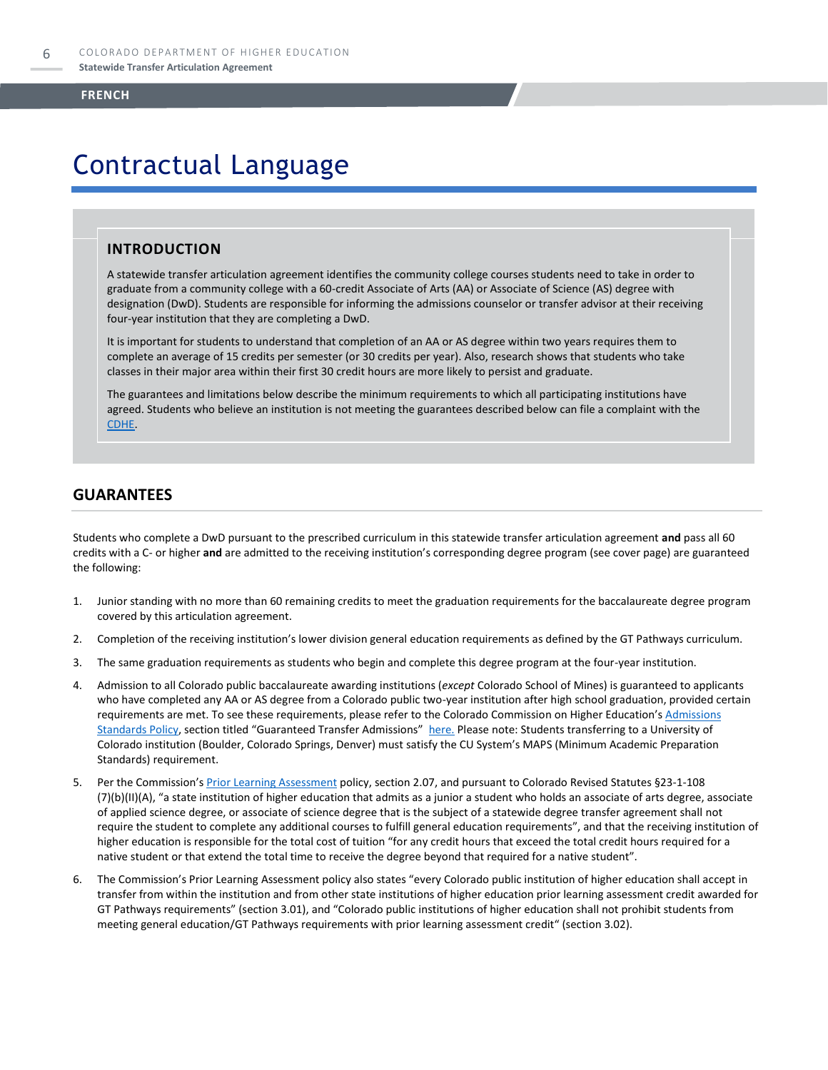# Contractual Language

## INTRODUCTION

A statewide transfer articulation agreement identifies the community college courses students need to take in order to graduate from a community college with a 60-credit Associate of Arts (AA) or Associate of Science (AS) degree with designation (DwD). Students are responsible for informing the admissions counselor or transfer advisor at their receiving four-year institution that they are completing a DwD.

It is important for students to understand that completion of an AA or AS degree within two years requires them to complete an average of 15 credits per semester (or 30 credits per year). Also, research shows that students who take classes in their major area within their first 30 credit hours are more likely to persist and graduate.

The guarantees and limitations below describe the minimum requirements to which all participating institutions have agreed. Students who believe an institution is not meeting the guarantees described below can file a complaint with the CDHE.

## GUARANTEES

Students who complete a DwD pursuant to the prescribed curriculum in this statewide transfer articulation agreement **and** pass all 60 credits with a C- or higher **and** are admitted to the receiving institution's corresponding degree program (see cover page) are guaranteed the following:

1. Junior standing with no more than 60 remaining credits to meet the graduation requirements for the baccalaureate degree program covered by this articulation agreement.
2. Completion of the receiving institution's lower division general education requirements as defined by the GT Pathways curriculum.
3. The same graduation requirements as students who begin and complete this degree program at the four-year institution.
4. Admission to all Colorado public baccalaureate awarding institutions (*except* Colorado School of Mines) is guaranteed to applicants who have completed any AA or AS degree from a Colorado public two-year institution after high school graduation, provided certain requirements are met. To see these requirements, please refer to the Colorado Commission on Higher Education's Admissions Standards Policy, section titled "Guaranteed Transfer Admissions" here. Please note: Students transferring to a University of Colorado institution (Boulder, Colorado Springs, Denver) must satisfy the CU System's MAPS (Minimum Academic Preparation Standards) requirement.
5. Per the Commission's Prior Learning Assessment policy, section 2.07, and pursuant to Colorado Revised Statutes §23-1-108 (7)(b)(II)(A), "a state institution of higher education that admits as a junior a student who holds an associate of arts degree, associate of applied science degree, or associate of science degree that is the subject of a statewide degree transfer agreement shall not require the student to complete any additional courses to fulfill general education requirements", and that the receiving institution of higher education is responsible for the total cost of tuition "for any credit hours that exceed the total credit hours required for a native student or that extend the total time to receive the degree beyond that required for a native student".
6. The Commission's Prior Learning Assessment policy also states "every Colorado public institution of higher education shall accept in transfer from within the institution and from other state institutions of higher education prior learning assessment credit awarded for GT Pathways requirements" (section 3.01), and "Colorado public institutions of higher education shall not prohibit students from meeting general education/GT Pathways requirements with prior learning assessment credit" (section 3.02).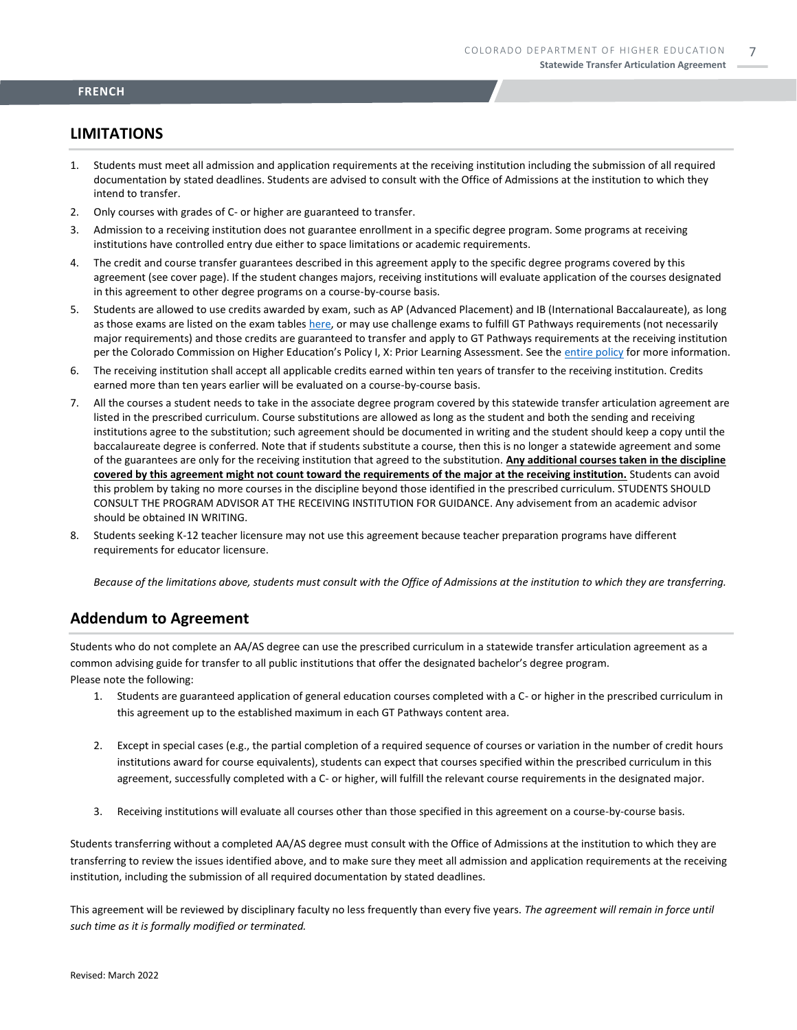**FRENCH**

## LIMITATIONS

1. Students must meet all admission and application requirements at the receiving institution including the submission of all required documentation by stated deadlines. Students are advised to consult with the Office of Admissions at the institution to which they intend to transfer.
2. Only courses with grades of C- or higher are guaranteed to transfer.
3. Admission to a receiving institution does not guarantee enrollment in a specific degree program. Some programs at receiving institutions have controlled entry due either to space limitations or academic requirements.
4. The credit and course transfer guarantees described in this agreement apply to the specific degree programs covered by this agreement (see cover page). If the student changes majors, receiving institutions will evaluate application of the courses designated in this agreement to other degree programs on a course-by-course basis.
5. Students are allowed to use credits awarded by exam, such as AP (Advanced Placement) and IB (International Baccalaureate), as long as those exams are listed on the exam tables here, or may use challenge exams to fulfill GT Pathways requirements (not necessarily major requirements) and those credits are guaranteed to transfer and apply to GT Pathways requirements at the receiving institution per the Colorado Commission on Higher Education's Policy I, X: Prior Learning Assessment. See the entire policy for more information.
6. The receiving institution shall accept all applicable credits earned within ten years of transfer to the receiving institution. Credits earned more than ten years earlier will be evaluated on a course-by-course basis.
7. All the courses a student needs to take in the associate degree program covered by this statewide transfer articulation agreement are listed in the prescribed curriculum. Course substitutions are allowed as long as the student and both the sending and receiving institutions agree to the substitution; such agreement should be documented in writing and the student should keep a copy until the baccalaureate degree is conferred. Note that if students substitute a course, then this is no longer a statewide agreement and some of the guarantees are only for the receiving institution that agreed to the substitution. **Any additional courses taken in the discipline covered by this agreement might not count toward the requirements of the major at the receiving institution.** Students can avoid this problem by taking no more courses in the discipline beyond those identified in the prescribed curriculum. STUDENTS SHOULD CONSULT THE PROGRAM ADVISOR AT THE RECEIVING INSTITUTION FOR GUIDANCE. Any advisement from an academic advisor should be obtained IN WRITING.
8. Students seeking K-12 teacher licensure may not use this agreement because teacher preparation programs have different requirements for educator licensure.

*Because of the limitations above, students must consult with the Office of Admissions at the institution to which they are transferring.*

## Addendum to Agreement

Students who do not complete an AA/AS degree can use the prescribed curriculum in a statewide transfer articulation agreement as a common advising guide for transfer to all public institutions that offer the designated bachelor's degree program.
Please note the following:

1. Students are guaranteed application of general education courses completed with a C- or higher in the prescribed curriculum in this agreement up to the established maximum in each GT Pathways content area.
2. Except in special cases (e.g., the partial completion of a required sequence of courses or variation in the number of credit hours institutions award for course equivalents), students can expect that courses specified within the prescribed curriculum in this agreement, successfully completed with a C- or higher, will fulfill the relevant course requirements in the designated major.
3. Receiving institutions will evaluate all courses other than those specified in this agreement on a course-by-course basis.

Students transferring without a completed AA/AS degree must consult with the Office of Admissions at the institution to which they are transferring to review the issues identified above, and to make sure they meet all admission and application requirements at the receiving institution, including the submission of all required documentation by stated deadlines.

This agreement will be reviewed by disciplinary faculty no less frequently than every five years. *The agreement will remain in force until such time as it is formally modified or terminated.*

Revised: March 2022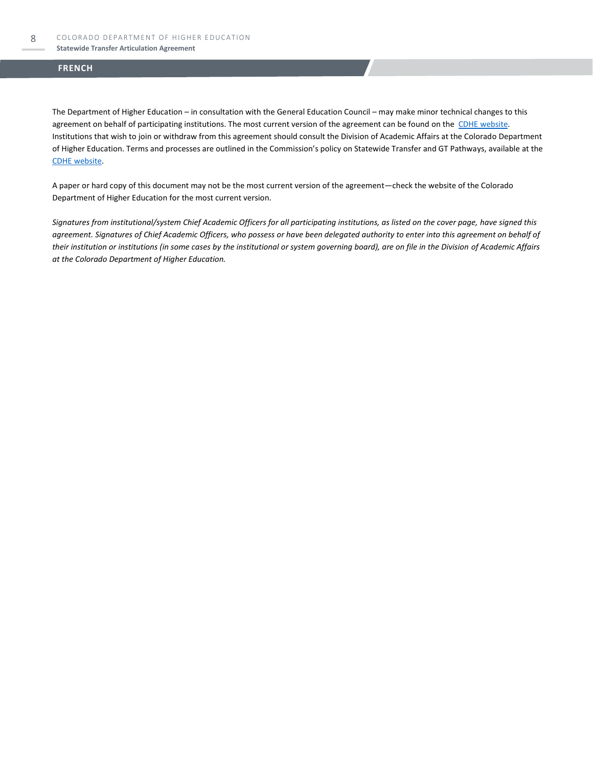## FRENCH

The Department of Higher Education – in consultation with the General Education Council – may make minor technical changes to this agreement on behalf of participating institutions. The most current version of the agreement can be found on the CDHE website. Institutions that wish to join or withdraw from this agreement should consult the Division of Academic Affairs at the Colorado Department of Higher Education. Terms and processes are outlined in the Commission's policy on Statewide Transfer and GT Pathways, available at the CDHE website.

A paper or hard copy of this document may not be the most current version of the agreement—check the website of the Colorado Department of Higher Education for the most current version.

*Signatures from institutional/system Chief Academic Officers for all participating institutions, as listed on the cover page, have signed this agreement. Signatures of Chief Academic Officers, who possess or have been delegated authority to enter into this agreement on behalf of their institution or institutions (in some cases by the institutional or system governing board), are on file in the Division of Academic Affairs at the Colorado Department of Higher Education.*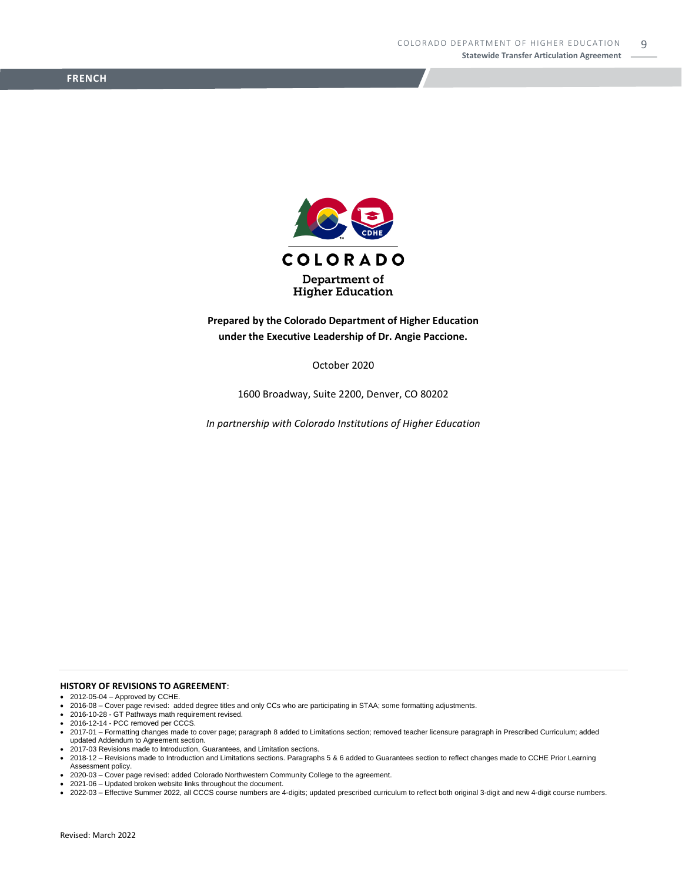**Prepared by the Colorado Department of Higher Education under the Executive Leadership of Dr. Angie Paccione.**

October 2020

1600 Broadway, Suite 2200, Denver, CO 80202

*In partnership with Colorado Institutions of Higher Education*

**HISTORY OF REVISIONS TO AGREEMENT**:

- 2012-05-04 – Approved by CCHE.
- 2016-08 – Cover page revised: added degree titles and only CCs who are participating in STAA; some formatting adjustments.
- 2016-10-28 - GT Pathways math requirement revised.
- 2016-12-14 - PCC removed per CCCS.
- 2017-01 – Formatting changes made to cover page; paragraph 8 added to Limitations section; removed teacher licensure paragraph in Prescribed Curriculum; added updated Addendum to Agreement section.
- 2017-03 Revisions made to Introduction, Guarantees, and Limitation sections.
- 2018-12 – Revisions made to Introduction and Limitations sections. Paragraphs 5 & 6 added to Guarantees section to reflect changes made to CCHE Prior Learning Assessment policy.
- 2020-03 – Cover page revised: added Colorado Northwestern Community College to the agreement.
- 2021-06 – Updated broken website links throughout the document.
- 2022-03 – Effective Summer 2022, all CCCS course numbers are 4-digits; updated prescribed curriculum to reflect both original 3-digit and new 4-digit course numbers.

Revised: March 2022